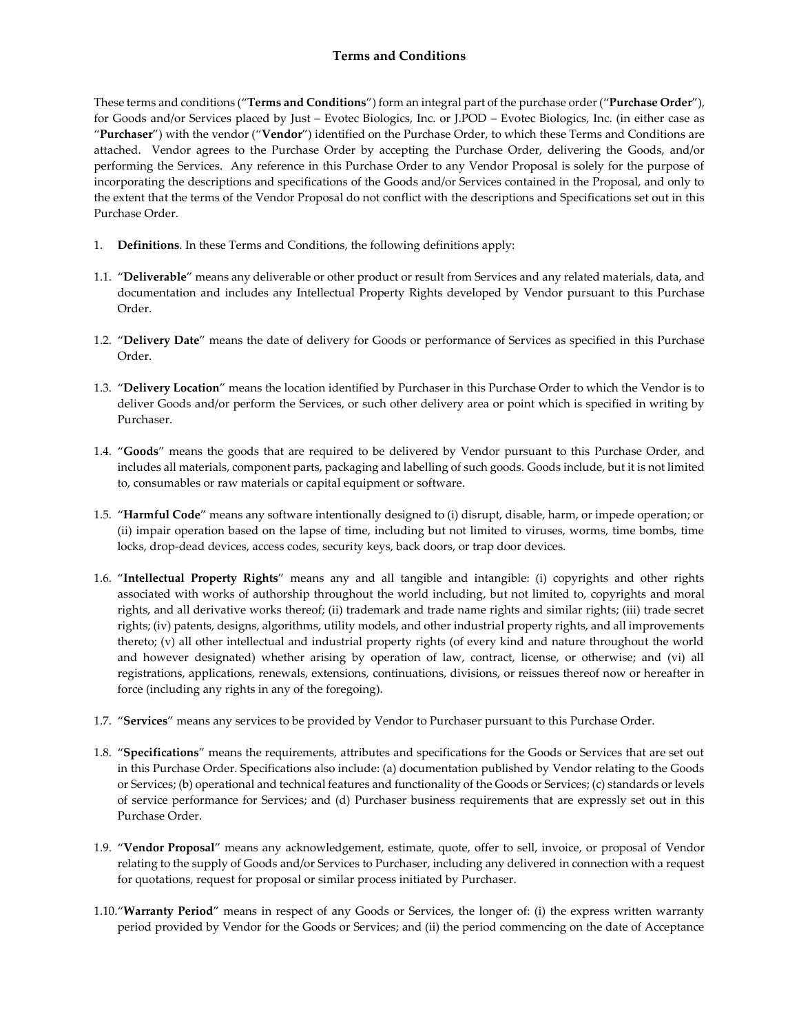# Terms and Conditions

These terms and conditions ("**Terms and Conditions**") form an integral part of the purchase order ("**Purchase Order**"), for Goods and/or Services placed by Just – Evotec Biologics, Inc. or J.POD – Evotec Biologics, Inc. (in either case as "**Purchaser**") with the vendor ("**Vendor**") identified on the Purchase Order, to which these Terms and Conditions are attached. Vendor agrees to the Purchase Order by accepting the Purchase Order, delivering the Goods, and/or performing the Services. Any reference in this Purchase Order to any Vendor Proposal is solely for the purpose of incorporating the descriptions and specifications of the Goods and/or Services contained in the Proposal, and only to the extent that the terms of the Vendor Proposal do not conflict with the descriptions and Specifications set out in this Purchase Order.

1. **Definitions**. In these Terms and Conditions, the following definitions apply:

1.1. "**Deliverable**" means any deliverable or other product or result from Services and any related materials, data, and documentation and includes any Intellectual Property Rights developed by Vendor pursuant to this Purchase Order.

1.2. "**Delivery Date**" means the date of delivery for Goods or performance of Services as specified in this Purchase Order.

1.3. "**Delivery Location**" means the location identified by Purchaser in this Purchase Order to which the Vendor is to deliver Goods and/or perform the Services, or such other delivery area or point which is specified in writing by Purchaser.

1.4. "**Goods**" means the goods that are required to be delivered by Vendor pursuant to this Purchase Order, and includes all materials, component parts, packaging and labelling of such goods. Goods include, but it is not limited to, consumables or raw materials or capital equipment or software.

1.5. "**Harmful Code**" means any software intentionally designed to (i) disrupt, disable, harm, or impede operation; or (ii) impair operation based on the lapse of time, including but not limited to viruses, worms, time bombs, time locks, drop-dead devices, access codes, security keys, back doors, or trap door devices.

1.6. "**Intellectual Property Rights**" means any and all tangible and intangible: (i) copyrights and other rights associated with works of authorship throughout the world including, but not limited to, copyrights and moral rights, and all derivative works thereof; (ii) trademark and trade name rights and similar rights; (iii) trade secret rights; (iv) patents, designs, algorithms, utility models, and other industrial property rights, and all improvements thereto; (v) all other intellectual and industrial property rights (of every kind and nature throughout the world and however designated) whether arising by operation of law, contract, license, or otherwise; and (vi) all registrations, applications, renewals, extensions, continuations, divisions, or reissues thereof now or hereafter in force (including any rights in any of the foregoing).

1.7. "**Services**" means any services to be provided by Vendor to Purchaser pursuant to this Purchase Order.

1.8. "**Specifications**" means the requirements, attributes and specifications for the Goods or Services that are set out in this Purchase Order. Specifications also include: (a) documentation published by Vendor relating to the Goods or Services; (b) operational and technical features and functionality of the Goods or Services; (c) standards or levels of service performance for Services; and (d) Purchaser business requirements that are expressly set out in this Purchase Order.

1.9. "**Vendor Proposal**" means any acknowledgement, estimate, quote, offer to sell, invoice, or proposal of Vendor relating to the supply of Goods and/or Services to Purchaser, including any delivered in connection with a request for quotations, request for proposal or similar process initiated by Purchaser.

1.10. "**Warranty Period**" means in respect of any Goods or Services, the longer of: (i) the express written warranty period provided by Vendor for the Goods or Services; and (ii) the period commencing on the date of Acceptance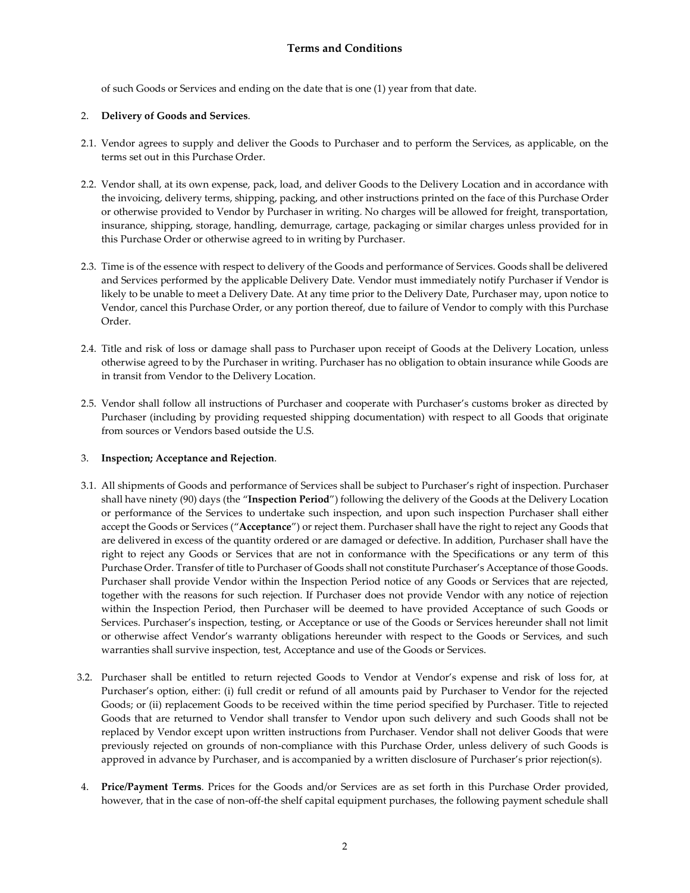of such Goods or Services and ending on the date that is one (1) year from that date.

2. **Delivery of Goods and Services**.

2.1. Vendor agrees to supply and deliver the Goods to Purchaser and to perform the Services, as applicable, on the terms set out in this Purchase Order.

2.2. Vendor shall, at its own expense, pack, load, and deliver Goods to the Delivery Location and in accordance with the invoicing, delivery terms, shipping, packing, and other instructions printed on the face of this Purchase Order or otherwise provided to Vendor by Purchaser in writing. No charges will be allowed for freight, transportation, insurance, shipping, storage, handling, demurrage, cartage, packaging or similar charges unless provided for in this Purchase Order or otherwise agreed to in writing by Purchaser.

2.3. Time is of the essence with respect to delivery of the Goods and performance of Services. Goods shall be delivered and Services performed by the applicable Delivery Date. Vendor must immediately notify Purchaser if Vendor is likely to be unable to meet a Delivery Date. At any time prior to the Delivery Date, Purchaser may, upon notice to Vendor, cancel this Purchase Order, or any portion thereof, due to failure of Vendor to comply with this Purchase Order.

2.4. Title and risk of loss or damage shall pass to Purchaser upon receipt of Goods at the Delivery Location, unless otherwise agreed to by the Purchaser in writing. Purchaser has no obligation to obtain insurance while Goods are in transit from Vendor to the Delivery Location.

2.5. Vendor shall follow all instructions of Purchaser and cooperate with Purchaser's customs broker as directed by Purchaser (including by providing requested shipping documentation) with respect to all Goods that originate from sources or Vendors based outside the U.S.

3. **Inspection; Acceptance and Rejection**.

3.1. All shipments of Goods and performance of Services shall be subject to Purchaser's right of inspection. Purchaser shall have ninety (90) days (the "**Inspection Period**") following the delivery of the Goods at the Delivery Location or performance of the Services to undertake such inspection, and upon such inspection Purchaser shall either accept the Goods or Services ("**Acceptance**") or reject them. Purchaser shall have the right to reject any Goods that are delivered in excess of the quantity ordered or are damaged or defective. In addition, Purchaser shall have the right to reject any Goods or Services that are not in conformance with the Specifications or any term of this Purchase Order. Transfer of title to Purchaser of Goods shall not constitute Purchaser's Acceptance of those Goods. Purchaser shall provide Vendor within the Inspection Period notice of any Goods or Services that are rejected, together with the reasons for such rejection. If Purchaser does not provide Vendor with any notice of rejection within the Inspection Period, then Purchaser will be deemed to have provided Acceptance of such Goods or Services. Purchaser's inspection, testing, or Acceptance or use of the Goods or Services hereunder shall not limit or otherwise affect Vendor's warranty obligations hereunder with respect to the Goods or Services, and such warranties shall survive inspection, test, Acceptance and use of the Goods or Services.

3.2. Purchaser shall be entitled to return rejected Goods to Vendor at Vendor's expense and risk of loss for, at Purchaser's option, either: (i) full credit or refund of all amounts paid by Purchaser to Vendor for the rejected Goods; or (ii) replacement Goods to be received within the time period specified by Purchaser. Title to rejected Goods that are returned to Vendor shall transfer to Vendor upon such delivery and such Goods shall not be replaced by Vendor except upon written instructions from Purchaser. Vendor shall not deliver Goods that were previously rejected on grounds of non-compliance with this Purchase Order, unless delivery of such Goods is approved in advance by Purchaser, and is accompanied by a written disclosure of Purchaser's prior rejection(s).

4. **Price/Payment Terms**. Prices for the Goods and/or Services are as set forth in this Purchase Order provided, however, that in the case of non-off-the shelf capital equipment purchases, the following payment schedule shall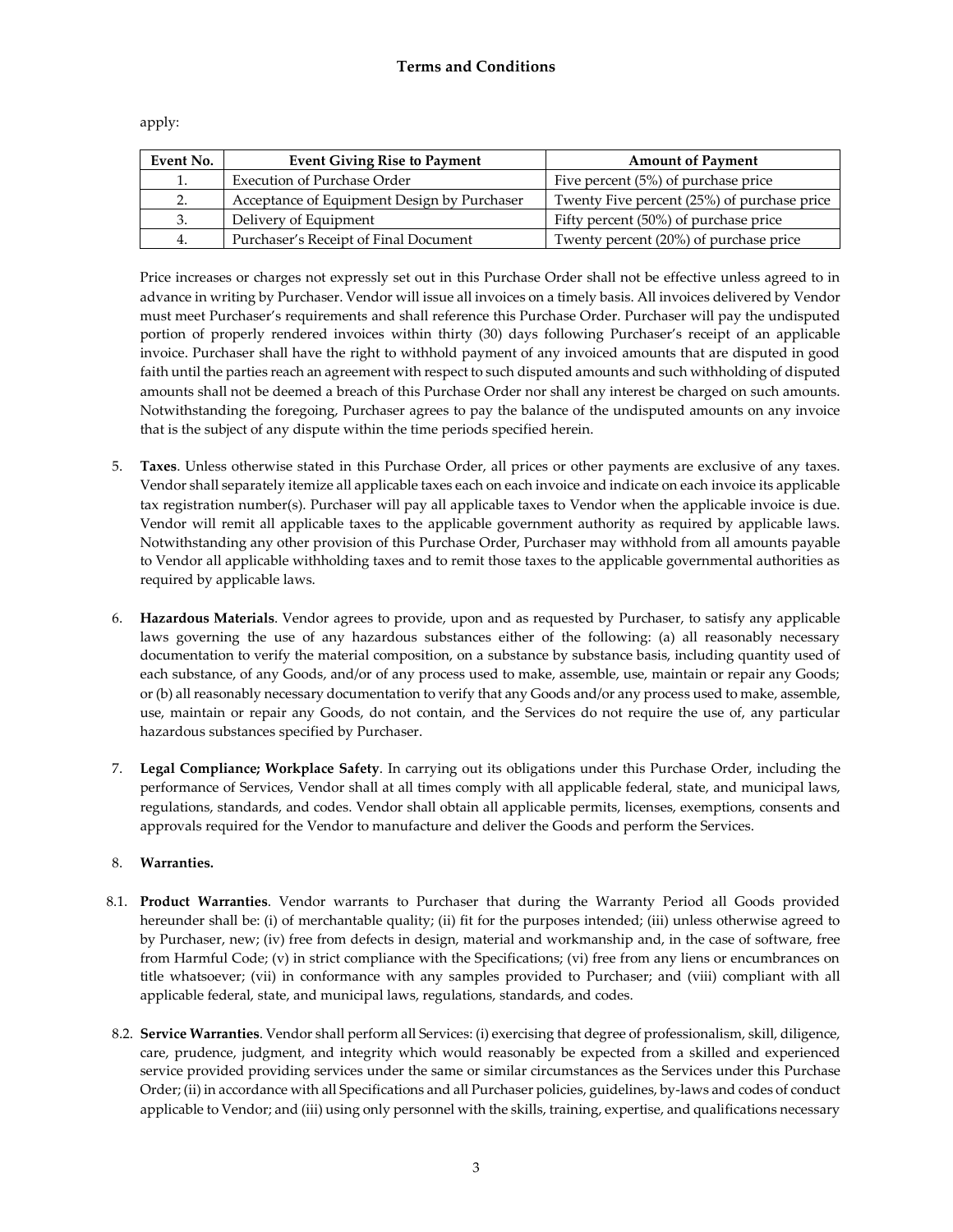apply:

| Event No. | Event Giving Rise to Payment | Amount of Payment |
| --- | --- | --- |
| 1. | Execution of Purchase Order | Five percent (5%) of purchase price |
| 2. | Acceptance of Equipment Design by Purchaser | Twenty Five percent (25%) of purchase price |
| 3. | Delivery of Equipment | Fifty percent (50%) of purchase price |
| 4. | Purchaser's Receipt of Final Document | Twenty percent (20%) of purchase price |

Price increases or charges not expressly set out in this Purchase Order shall not be effective unless agreed to in advance in writing by Purchaser. Vendor will issue all invoices on a timely basis. All invoices delivered by Vendor must meet Purchaser's requirements and shall reference this Purchase Order. Purchaser will pay the undisputed portion of properly rendered invoices within thirty (30) days following Purchaser's receipt of an applicable invoice. Purchaser shall have the right to withhold payment of any invoiced amounts that are disputed in good faith until the parties reach an agreement with respect to such disputed amounts and such withholding of disputed amounts shall not be deemed a breach of this Purchase Order nor shall any interest be charged on such amounts. Notwithstanding the foregoing, Purchaser agrees to pay the balance of the undisputed amounts on any invoice that is the subject of any dispute within the time periods specified herein.

5. **Taxes**. Unless otherwise stated in this Purchase Order, all prices or other payments are exclusive of any taxes. Vendor shall separately itemize all applicable taxes each on each invoice and indicate on each invoice its applicable tax registration number(s). Purchaser will pay all applicable taxes to Vendor when the applicable invoice is due. Vendor will remit all applicable taxes to the applicable government authority as required by applicable laws. Notwithstanding any other provision of this Purchase Order, Purchaser may withhold from all amounts payable to Vendor all applicable withholding taxes and to remit those taxes to the applicable governmental authorities as required by applicable laws.

6. **Hazardous Materials**. Vendor agrees to provide, upon and as requested by Purchaser, to satisfy any applicable laws governing the use of any hazardous substances either of the following: (a) all reasonably necessary documentation to verify the material composition, on a substance by substance basis, including quantity used of each substance, of any Goods, and/or of any process used to make, assemble, use, maintain or repair any Goods; or (b) all reasonably necessary documentation to verify that any Goods and/or any process used to make, assemble, use, maintain or repair any Goods, do not contain, and the Services do not require the use of, any particular hazardous substances specified by Purchaser.

7. **Legal Compliance; Workplace Safety**. In carrying out its obligations under this Purchase Order, including the performance of Services, Vendor shall at all times comply with all applicable federal, state, and municipal laws, regulations, standards, and codes. Vendor shall obtain all applicable permits, licenses, exemptions, consents and approvals required for the Vendor to manufacture and deliver the Goods and perform the Services.

8. **Warranties.**

8.1. **Product Warranties**. Vendor warrants to Purchaser that during the Warranty Period all Goods provided hereunder shall be: (i) of merchantable quality; (ii) fit for the purposes intended; (iii) unless otherwise agreed to by Purchaser, new; (iv) free from defects in design, material and workmanship and, in the case of software, free from Harmful Code; (v) in strict compliance with the Specifications; (vi) free from any liens or encumbrances on title whatsoever; (vii) in conformance with any samples provided to Purchaser; and (viii) compliant with all applicable federal, state, and municipal laws, regulations, standards, and codes.

8.2. **Service Warranties**. Vendor shall perform all Services: (i) exercising that degree of professionalism, skill, diligence, care, prudence, judgment, and integrity which would reasonably be expected from a skilled and experienced service provided providing services under the same or similar circumstances as the Services under this Purchase Order; (ii) in accordance with all Specifications and all Purchaser policies, guidelines, by-laws and codes of conduct applicable to Vendor; and (iii) using only personnel with the skills, training, expertise, and qualifications necessary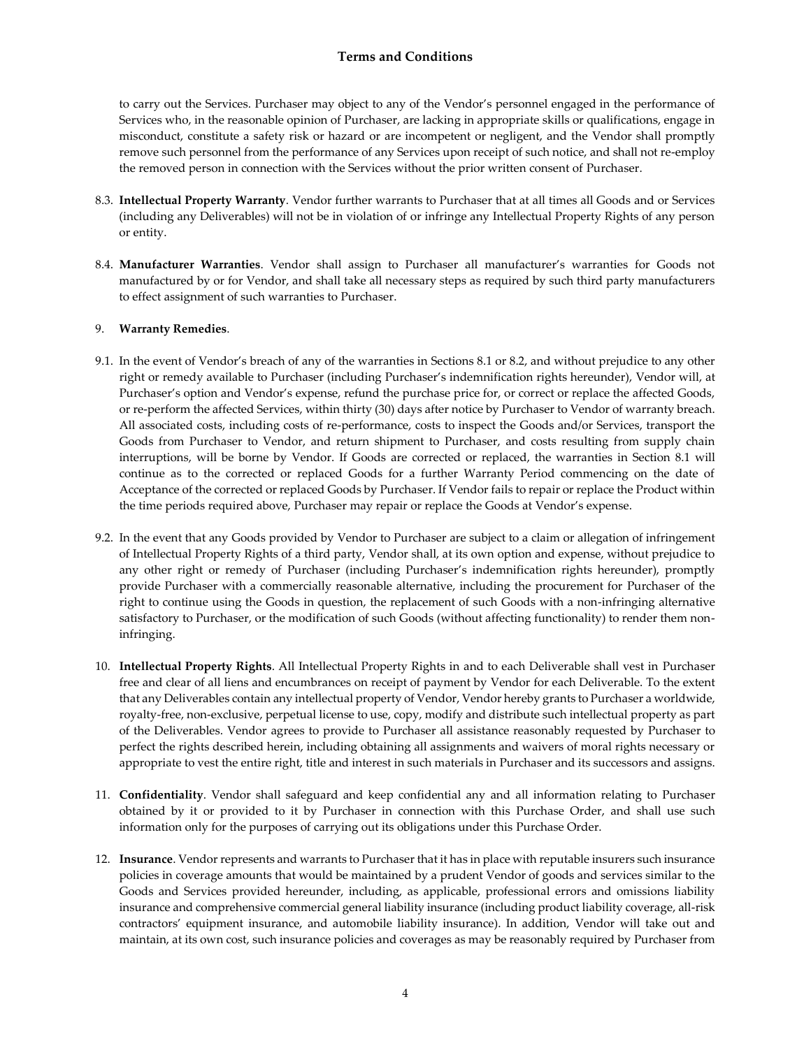to carry out the Services. Purchaser may object to any of the Vendor's personnel engaged in the performance of Services who, in the reasonable opinion of Purchaser, are lacking in appropriate skills or qualifications, engage in misconduct, constitute a safety risk or hazard or are incompetent or negligent, and the Vendor shall promptly remove such personnel from the performance of any Services upon receipt of such notice, and shall not re-employ the removed person in connection with the Services without the prior written consent of Purchaser.

8.3. **Intellectual Property Warranty**. Vendor further warrants to Purchaser that at all times all Goods and or Services (including any Deliverables) will not be in violation of or infringe any Intellectual Property Rights of any person or entity.

8.4. **Manufacturer Warranties**. Vendor shall assign to Purchaser all manufacturer's warranties for Goods not manufactured by or for Vendor, and shall take all necessary steps as required by such third party manufacturers to effect assignment of such warranties to Purchaser.

9. **Warranty Remedies**.

9.1. In the event of Vendor's breach of any of the warranties in Sections 8.1 or 8.2, and without prejudice to any other right or remedy available to Purchaser (including Purchaser's indemnification rights hereunder), Vendor will, at Purchaser's option and Vendor's expense, refund the purchase price for, or correct or replace the affected Goods, or re-perform the affected Services, within thirty (30) days after notice by Purchaser to Vendor of warranty breach. All associated costs, including costs of re-performance, costs to inspect the Goods and/or Services, transport the Goods from Purchaser to Vendor, and return shipment to Purchaser, and costs resulting from supply chain interruptions, will be borne by Vendor. If Goods are corrected or replaced, the warranties in Section 8.1 will continue as to the corrected or replaced Goods for a further Warranty Period commencing on the date of Acceptance of the corrected or replaced Goods by Purchaser. If Vendor fails to repair or replace the Product within the time periods required above, Purchaser may repair or replace the Goods at Vendor's expense.

9.2. In the event that any Goods provided by Vendor to Purchaser are subject to a claim or allegation of infringement of Intellectual Property Rights of a third party, Vendor shall, at its own option and expense, without prejudice to any other right or remedy of Purchaser (including Purchaser's indemnification rights hereunder), promptly provide Purchaser with a commercially reasonable alternative, including the procurement for Purchaser of the right to continue using the Goods in question, the replacement of such Goods with a non-infringing alternative satisfactory to Purchaser, or the modification of such Goods (without affecting functionality) to render them non-infringing.

10. **Intellectual Property Rights**. All Intellectual Property Rights in and to each Deliverable shall vest in Purchaser free and clear of all liens and encumbrances on receipt of payment by Vendor for each Deliverable. To the extent that any Deliverables contain any intellectual property of Vendor, Vendor hereby grants to Purchaser a worldwide, royalty-free, non-exclusive, perpetual license to use, copy, modify and distribute such intellectual property as part of the Deliverables. Vendor agrees to provide to Purchaser all assistance reasonably requested by Purchaser to perfect the rights described herein, including obtaining all assignments and waivers of moral rights necessary or appropriate to vest the entire right, title and interest in such materials in Purchaser and its successors and assigns.

11. **Confidentiality**. Vendor shall safeguard and keep confidential any and all information relating to Purchaser obtained by it or provided to it by Purchaser in connection with this Purchase Order, and shall use such information only for the purposes of carrying out its obligations under this Purchase Order.

12. **Insurance**. Vendor represents and warrants to Purchaser that it has in place with reputable insurers such insurance policies in coverage amounts that would be maintained by a prudent Vendor of goods and services similar to the Goods and Services provided hereunder, including, as applicable, professional errors and omissions liability insurance and comprehensive commercial general liability insurance (including product liability coverage, all-risk contractors' equipment insurance, and automobile liability insurance). In addition, Vendor will take out and maintain, at its own cost, such insurance policies and coverages as may be reasonably required by Purchaser from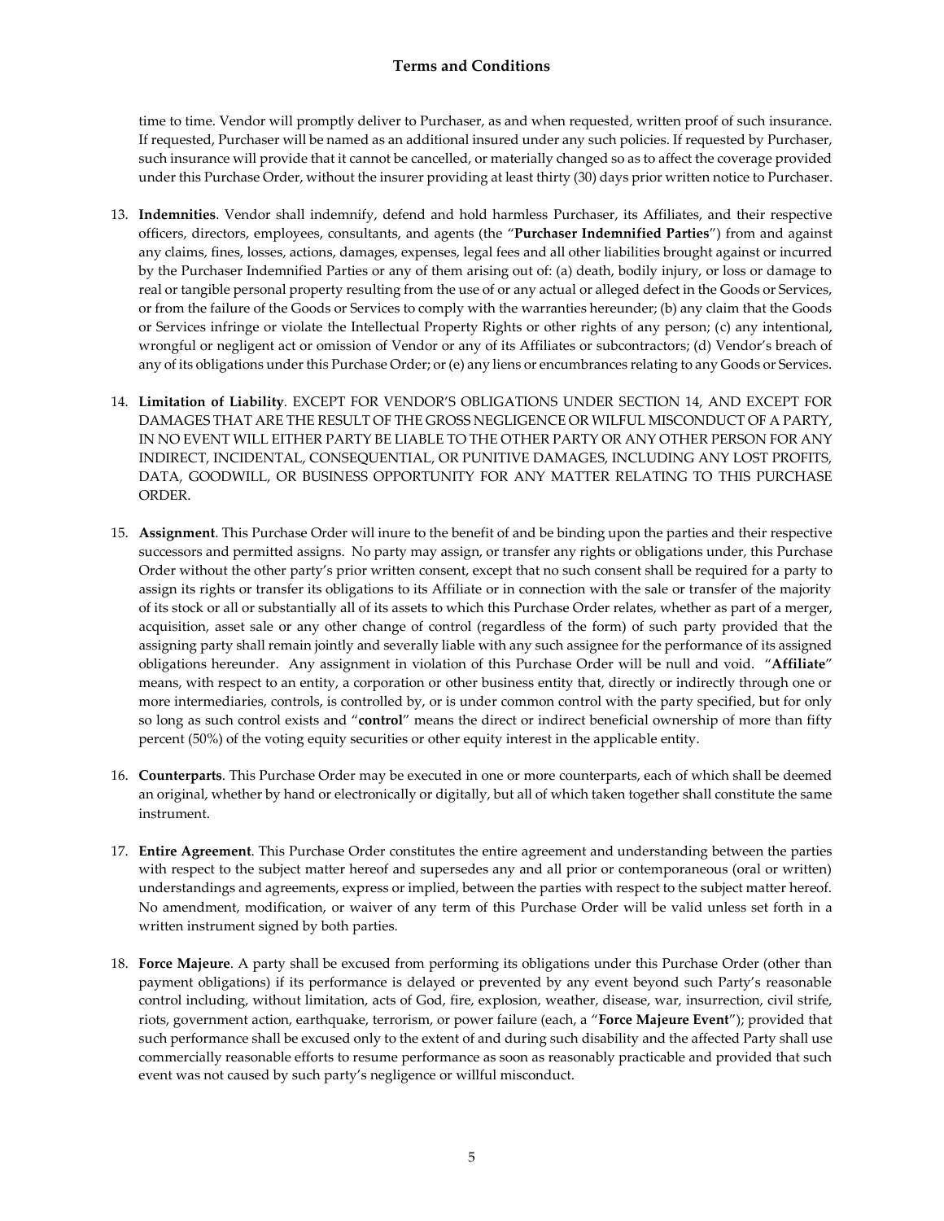time to time. Vendor will promptly deliver to Purchaser, as and when requested, written proof of such insurance. If requested, Purchaser will be named as an additional insured under any such policies. If requested by Purchaser, such insurance will provide that it cannot be cancelled, or materially changed so as to affect the coverage provided under this Purchase Order, without the insurer providing at least thirty (30) days prior written notice to Purchaser.

13. **Indemnities**. Vendor shall indemnify, defend and hold harmless Purchaser, its Affiliates, and their respective officers, directors, employees, consultants, and agents (the "**Purchaser Indemnified Parties**") from and against any claims, fines, losses, actions, damages, expenses, legal fees and all other liabilities brought against or incurred by the Purchaser Indemnified Parties or any of them arising out of: (a) death, bodily injury, or loss or damage to real or tangible personal property resulting from the use of or any actual or alleged defect in the Goods or Services, or from the failure of the Goods or Services to comply with the warranties hereunder; (b) any claim that the Goods or Services infringe or violate the Intellectual Property Rights or other rights of any person; (c) any intentional, wrongful or negligent act or omission of Vendor or any of its Affiliates or subcontractors; (d) Vendor's breach of any of its obligations under this Purchase Order; or (e) any liens or encumbrances relating to any Goods or Services.

14. **Limitation of Liability**. EXCEPT FOR VENDOR'S OBLIGATIONS UNDER SECTION 14, AND EXCEPT FOR DAMAGES THAT ARE THE RESULT OF THE GROSS NEGLIGENCE OR WILFUL MISCONDUCT OF A PARTY, IN NO EVENT WILL EITHER PARTY BE LIABLE TO THE OTHER PARTY OR ANY OTHER PERSON FOR ANY INDIRECT, INCIDENTAL, CONSEQUENTIAL, OR PUNITIVE DAMAGES, INCLUDING ANY LOST PROFITS, DATA, GOODWILL, OR BUSINESS OPPORTUNITY FOR ANY MATTER RELATING TO THIS PURCHASE ORDER.

15. **Assignment**. This Purchase Order will inure to the benefit of and be binding upon the parties and their respective successors and permitted assigns. No party may assign, or transfer any rights or obligations under, this Purchase Order without the other party's prior written consent, except that no such consent shall be required for a party to assign its rights or transfer its obligations to its Affiliate or in connection with the sale or transfer of the majority of its stock or all or substantially all of its assets to which this Purchase Order relates, whether as part of a merger, acquisition, asset sale or any other change of control (regardless of the form) of such party provided that the assigning party shall remain jointly and severally liable with any such assignee for the performance of its assigned obligations hereunder. Any assignment in violation of this Purchase Order will be null and void. "**Affiliate**" means, with respect to an entity, a corporation or other business entity that, directly or indirectly through one or more intermediaries, controls, is controlled by, or is under common control with the party specified, but for only so long as such control exists and "**control**" means the direct or indirect beneficial ownership of more than fifty percent (50%) of the voting equity securities or other equity interest in the applicable entity.

16. **Counterparts**. This Purchase Order may be executed in one or more counterparts, each of which shall be deemed an original, whether by hand or electronically or digitally, but all of which taken together shall constitute the same instrument.

17. **Entire Agreement**. This Purchase Order constitutes the entire agreement and understanding between the parties with respect to the subject matter hereof and supersedes any and all prior or contemporaneous (oral or written) understandings and agreements, express or implied, between the parties with respect to the subject matter hereof. No amendment, modification, or waiver of any term of this Purchase Order will be valid unless set forth in a written instrument signed by both parties.

18. **Force Majeure**. A party shall be excused from performing its obligations under this Purchase Order (other than payment obligations) if its performance is delayed or prevented by any event beyond such Party's reasonable control including, without limitation, acts of God, fire, explosion, weather, disease, war, insurrection, civil strife, riots, government action, earthquake, terrorism, or power failure (each, a "**Force Majeure Event**"); provided that such performance shall be excused only to the extent of and during such disability and the affected Party shall use commercially reasonable efforts to resume performance as soon as reasonably practicable and provided that such event was not caused by such party's negligence or willful misconduct.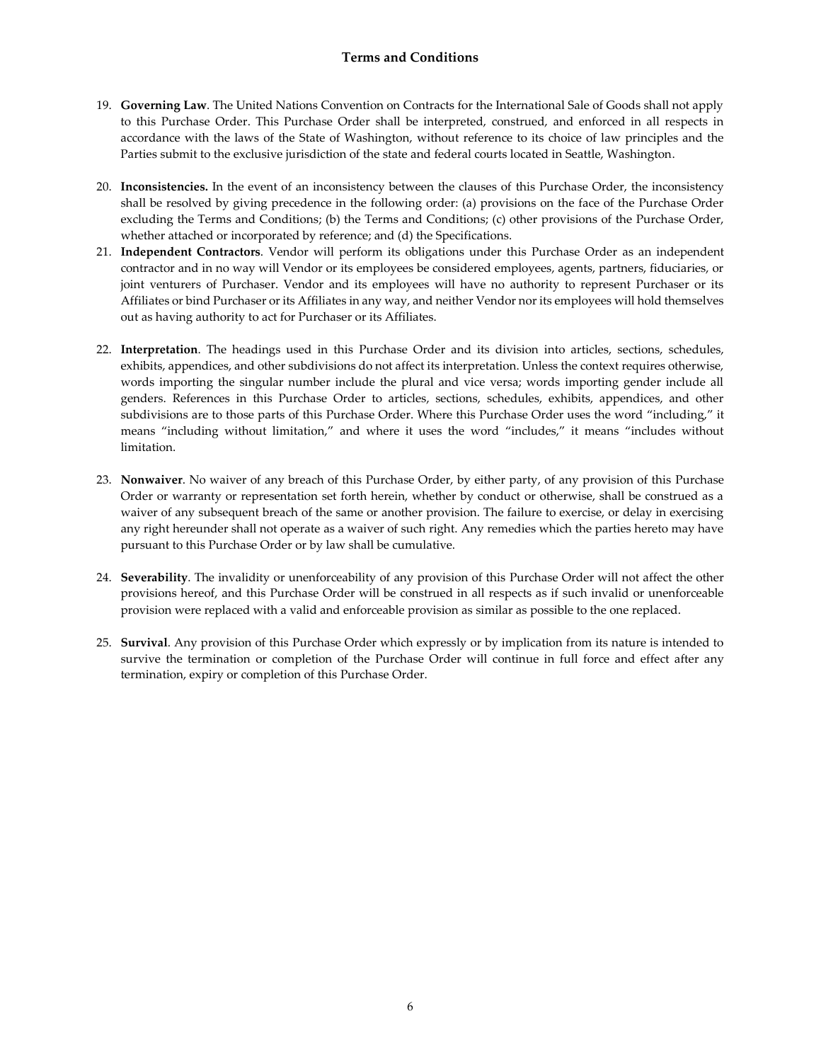**Terms and Conditions**

19. **Governing Law**. The United Nations Convention on Contracts for the International Sale of Goods shall not apply to this Purchase Order. This Purchase Order shall be interpreted, construed, and enforced in all respects in accordance with the laws of the State of Washington, without reference to its choice of law principles and the Parties submit to the exclusive jurisdiction of the state and federal courts located in Seattle, Washington.

20. **Inconsistencies.** In the event of an inconsistency between the clauses of this Purchase Order, the inconsistency shall be resolved by giving precedence in the following order: (a) provisions on the face of the Purchase Order excluding the Terms and Conditions; (b) the Terms and Conditions; (c) other provisions of the Purchase Order, whether attached or incorporated by reference; and (d) the Specifications.

21. **Independent Contractors**. Vendor will perform its obligations under this Purchase Order as an independent contractor and in no way will Vendor or its employees be considered employees, agents, partners, fiduciaries, or joint venturers of Purchaser. Vendor and its employees will have no authority to represent Purchaser or its Affiliates or bind Purchaser or its Affiliates in any way, and neither Vendor nor its employees will hold themselves out as having authority to act for Purchaser or its Affiliates.

22. **Interpretation**. The headings used in this Purchase Order and its division into articles, sections, schedules, exhibits, appendices, and other subdivisions do not affect its interpretation. Unless the context requires otherwise, words importing the singular number include the plural and vice versa; words importing gender include all genders. References in this Purchase Order to articles, sections, schedules, exhibits, appendices, and other subdivisions are to those parts of this Purchase Order. Where this Purchase Order uses the word "including," it means "including without limitation," and where it uses the word "includes," it means "includes without limitation.

23. **Nonwaiver**. No waiver of any breach of this Purchase Order, by either party, of any provision of this Purchase Order or warranty or representation set forth herein, whether by conduct or otherwise, shall be construed as a waiver of any subsequent breach of the same or another provision. The failure to exercise, or delay in exercising any right hereunder shall not operate as a waiver of such right. Any remedies which the parties hereto may have pursuant to this Purchase Order or by law shall be cumulative.

24. **Severability**. The invalidity or unenforceability of any provision of this Purchase Order will not affect the other provisions hereof, and this Purchase Order will be construed in all respects as if such invalid or unenforceable provision were replaced with a valid and enforceable provision as similar as possible to the one replaced.

25. **Survival**. Any provision of this Purchase Order which expressly or by implication from its nature is intended to survive the termination or completion of the Purchase Order will continue in full force and effect after any termination, expiry or completion of this Purchase Order.